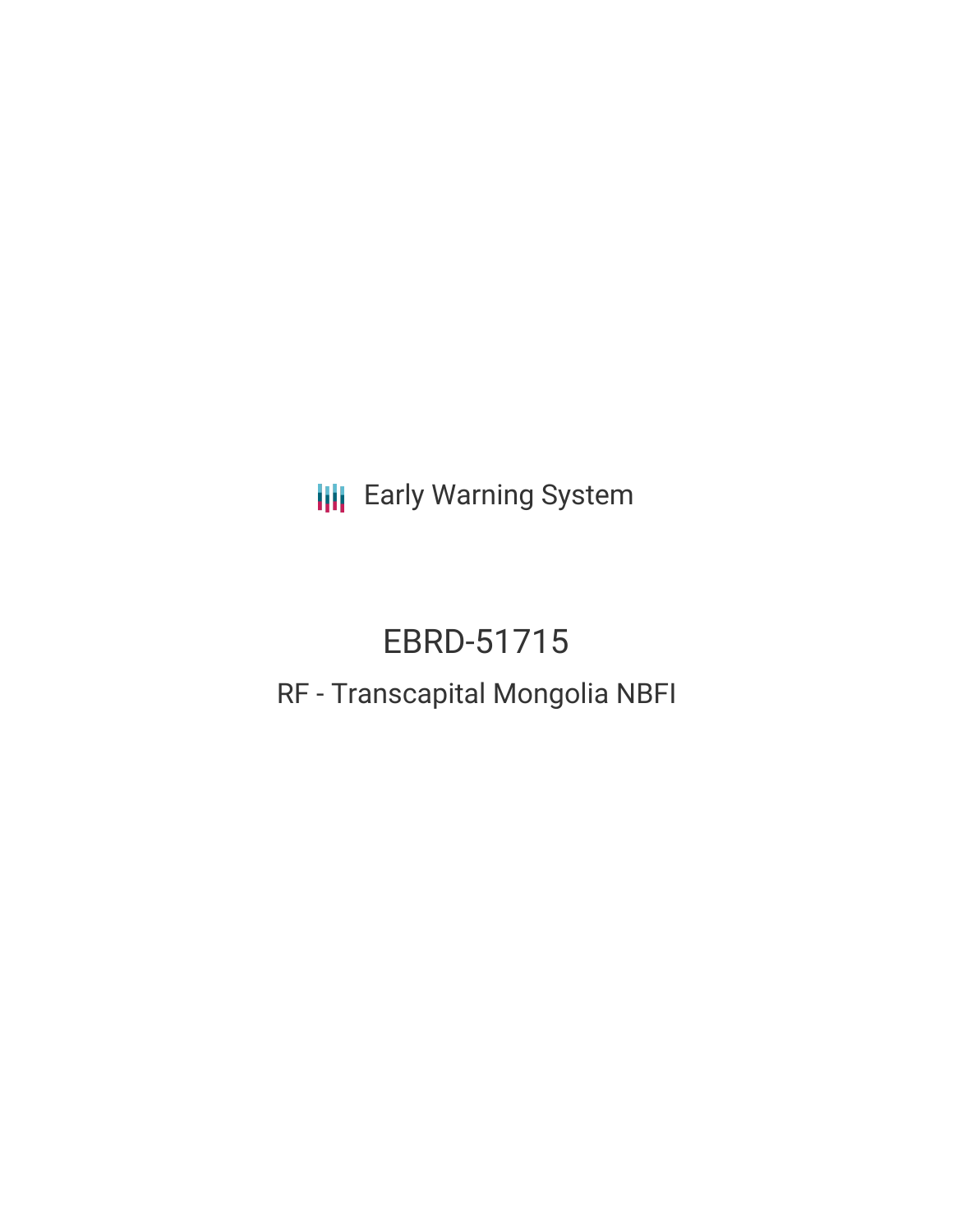Early Warning System

# EBRD-51715

## RF - Transcapital Mongolia NBFI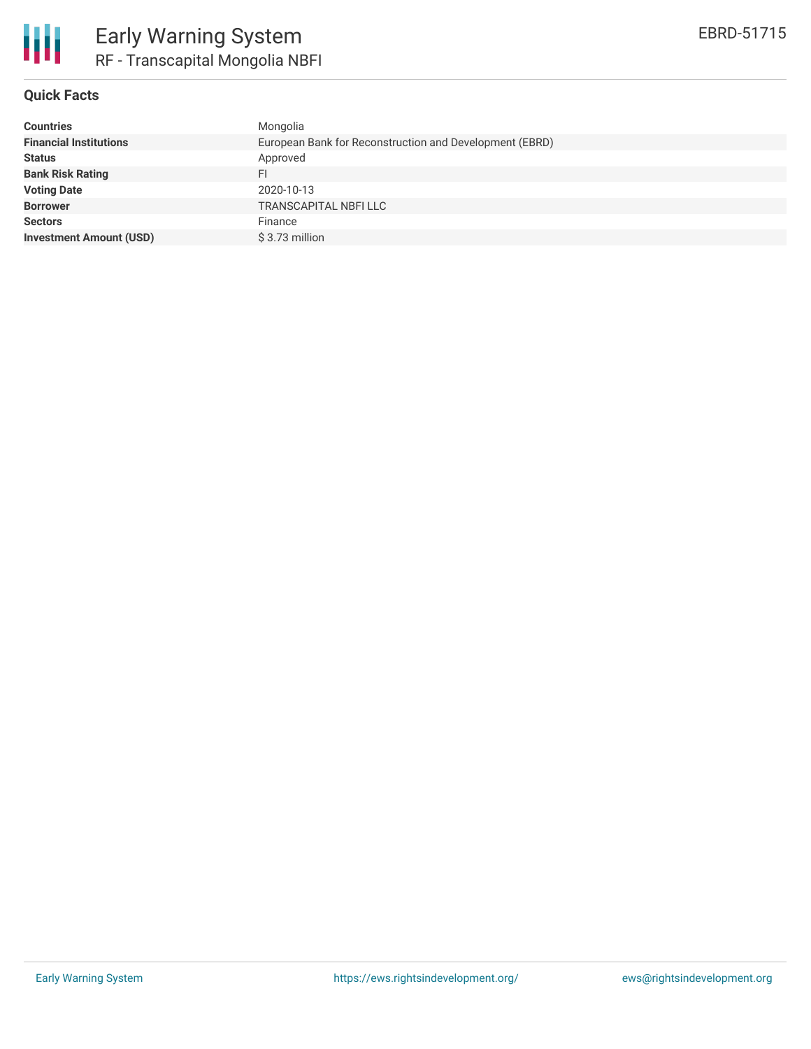# Early Warning System

## RF - Transcapital Mongolia NBFI

EBRD-51715

### Quick Facts

| | |
|---|---|
| **Countries** | Mongolia |
| **Financial Institutions** | European Bank for Reconstruction and Development (EBRD) |
| **Status** | Approved |
| **Bank Risk Rating** | FI |
| **Voting Date** | 2020-10-13 |
| **Borrower** | TRANSCAPITAL NBFI LLC |
| **Sectors** | Finance |
| **Investment Amount (USD)** | $ 3.73 million |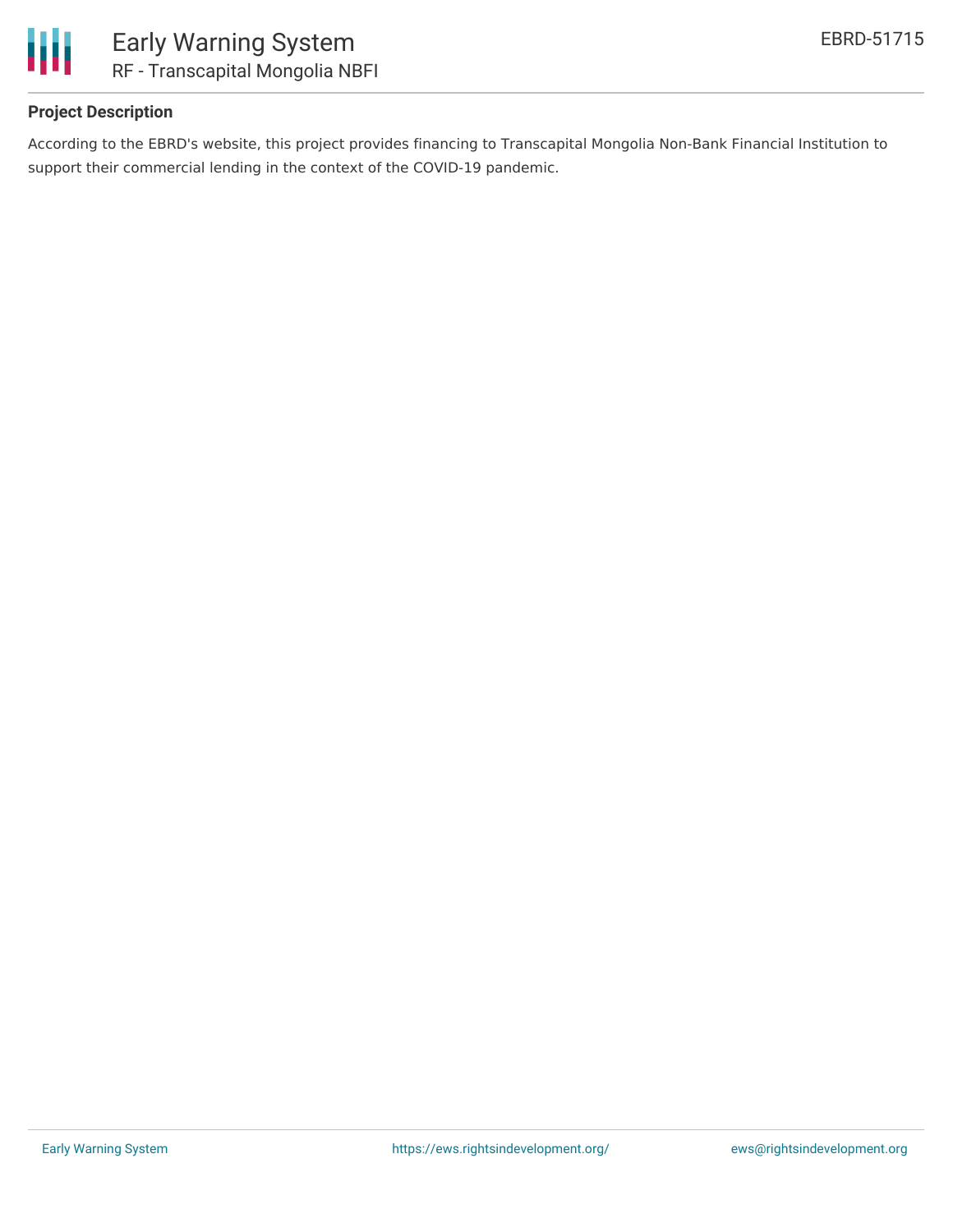## Project Description

According to the EBRD's website, this project provides financing to Transcapital Mongolia Non-Bank Financial Institution to support their commercial lending in the context of the COVID-19 pandemic.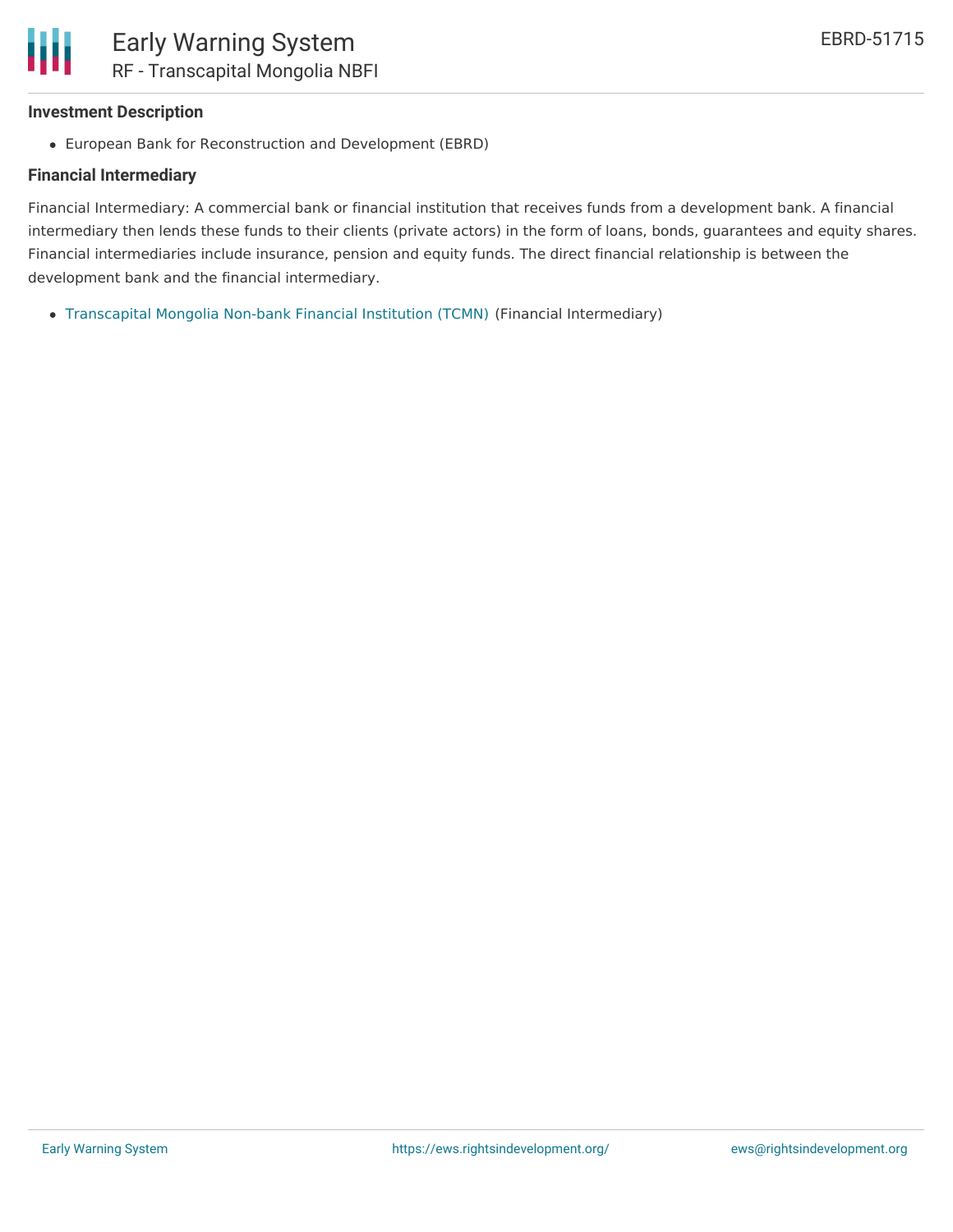### Investment Description

- European Bank for Reconstruction and Development (EBRD)

### Financial Intermediary

Financial Intermediary: A commercial bank or financial institution that receives funds from a development bank. A financial intermediary then lends these funds to their clients (private actors) in the form of loans, bonds, guarantees and equity shares. Financial intermediaries include insurance, pension and equity funds. The direct financial relationship is between the development bank and the financial intermediary.

- Transcapital Mongolia Non-bank Financial Institution (TCMN) (Financial Intermediary)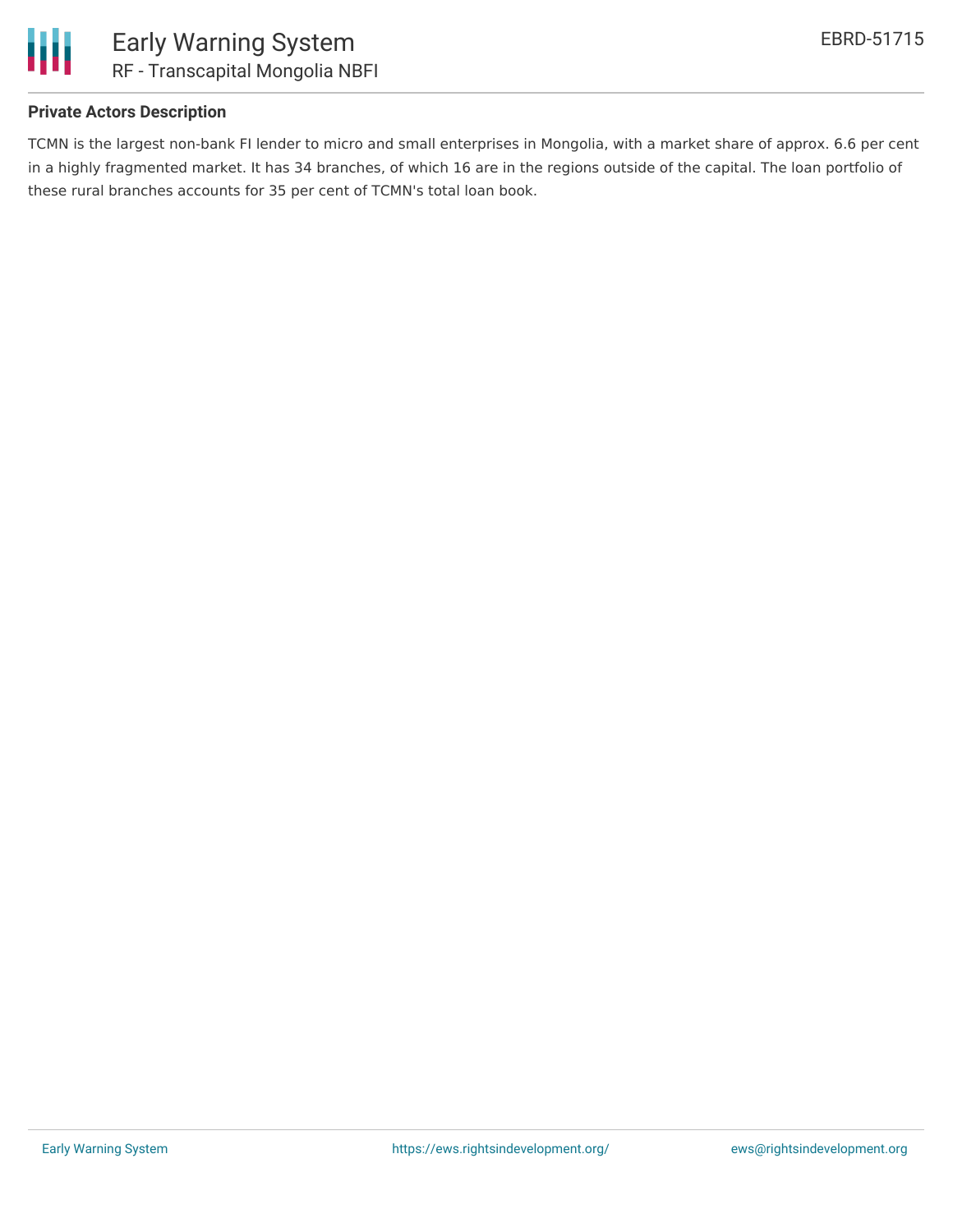### Private Actors Description

TCMN is the largest non-bank FI lender to micro and small enterprises in Mongolia, with a market share of approx. 6.6 per cent in a highly fragmented market. It has 34 branches, of which 16 are in the regions outside of the capital. The loan portfolio of these rural branches accounts for 35 per cent of TCMN's total loan book.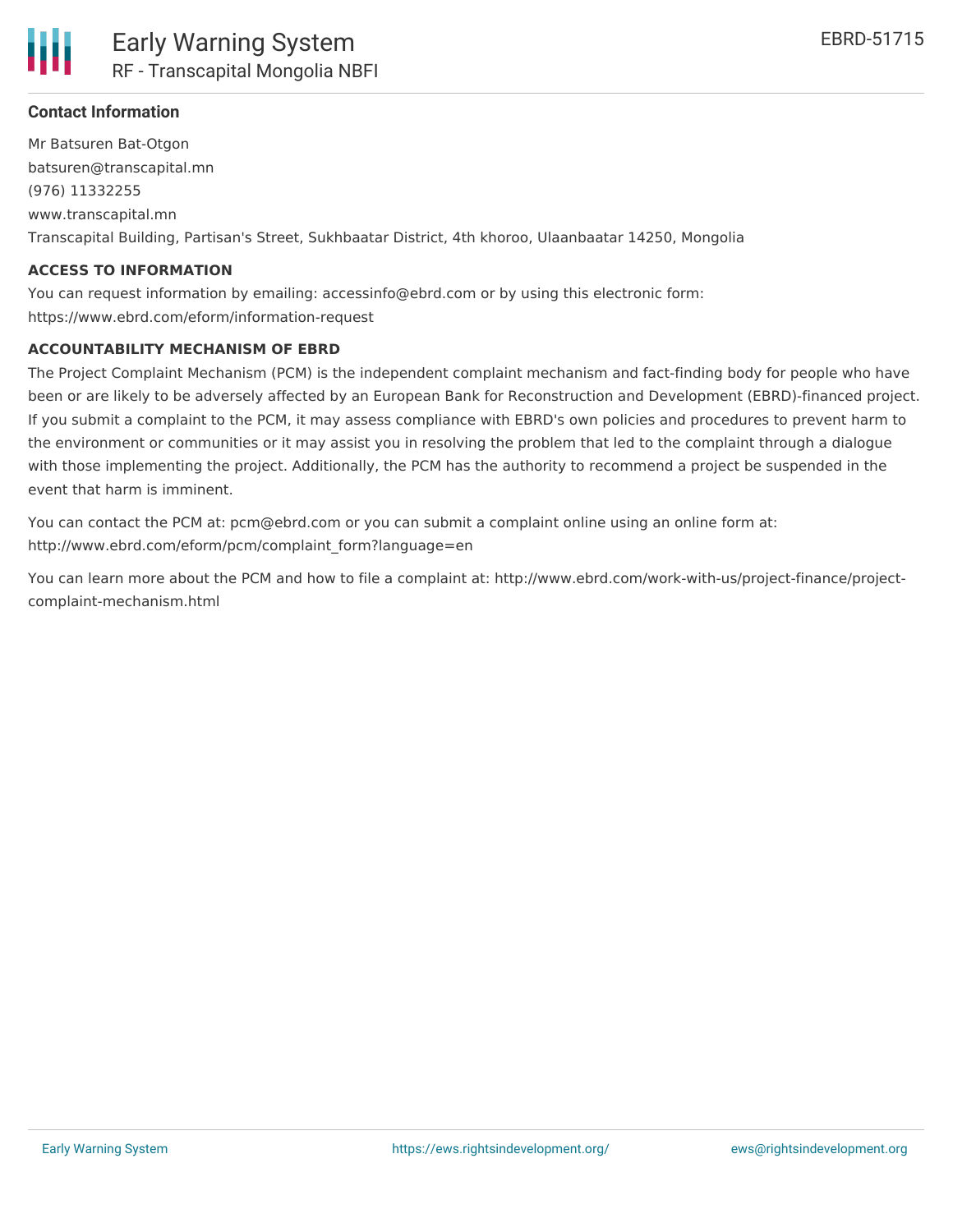### Contact Information

Mr Batsuren Bat-Otgon
batsuren@transcapital.mn
(976) 11332255
www.transcapital.mn
Transcapital Building, Partisan's Street, Sukhbaatar District, 4th khoroo, Ulaanbaatar 14250, Mongolia

#### ACCESS TO INFORMATION

You can request information by emailing: accessinfo@ebrd.com or by using this electronic form: https://www.ebrd.com/eform/information-request

#### ACCOUNTABILITY MECHANISM OF EBRD

The Project Complaint Mechanism (PCM) is the independent complaint mechanism and fact-finding body for people who have been or are likely to be adversely affected by an European Bank for Reconstruction and Development (EBRD)-financed project. If you submit a complaint to the PCM, it may assess compliance with EBRD's own policies and procedures to prevent harm to the environment or communities or it may assist you in resolving the problem that led to the complaint through a dialogue with those implementing the project. Additionally, the PCM has the authority to recommend a project be suspended in the event that harm is imminent.

You can contact the PCM at: pcm@ebrd.com or you can submit a complaint online using an online form at: http://www.ebrd.com/eform/pcm/complaint_form?language=en

You can learn more about the PCM and how to file a complaint at: http://www.ebrd.com/work-with-us/project-finance/project-complaint-mechanism.html